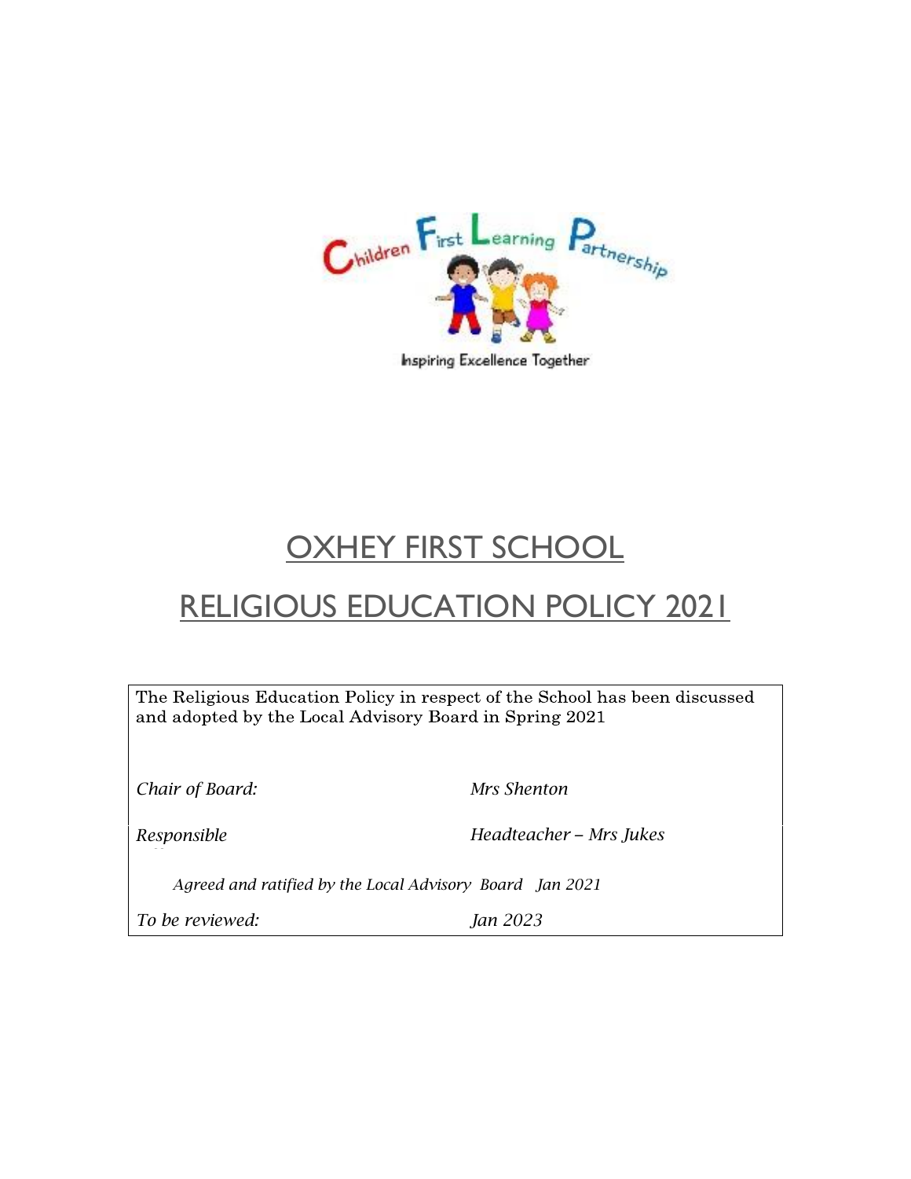Children First Learning Partnership

Inspiring Excellence Together

# OXHEY FIRST SCHOOL

# RELIGIOUS EDUCATION POLICY 2021

The Religious Education Policy in respect of the School has been discussed and adopted by the Local Advisory Board in Spring 2021

| | |
|---|---|
| *Chair of Board:* | *Mrs Shenton* |
| *Responsible* | *Headteacher – Mrs Jukes* |
| *Agreed and ratified by the Local Advisory Board Jan 2021* | |
| *To be reviewed:* | *Jan 2023* |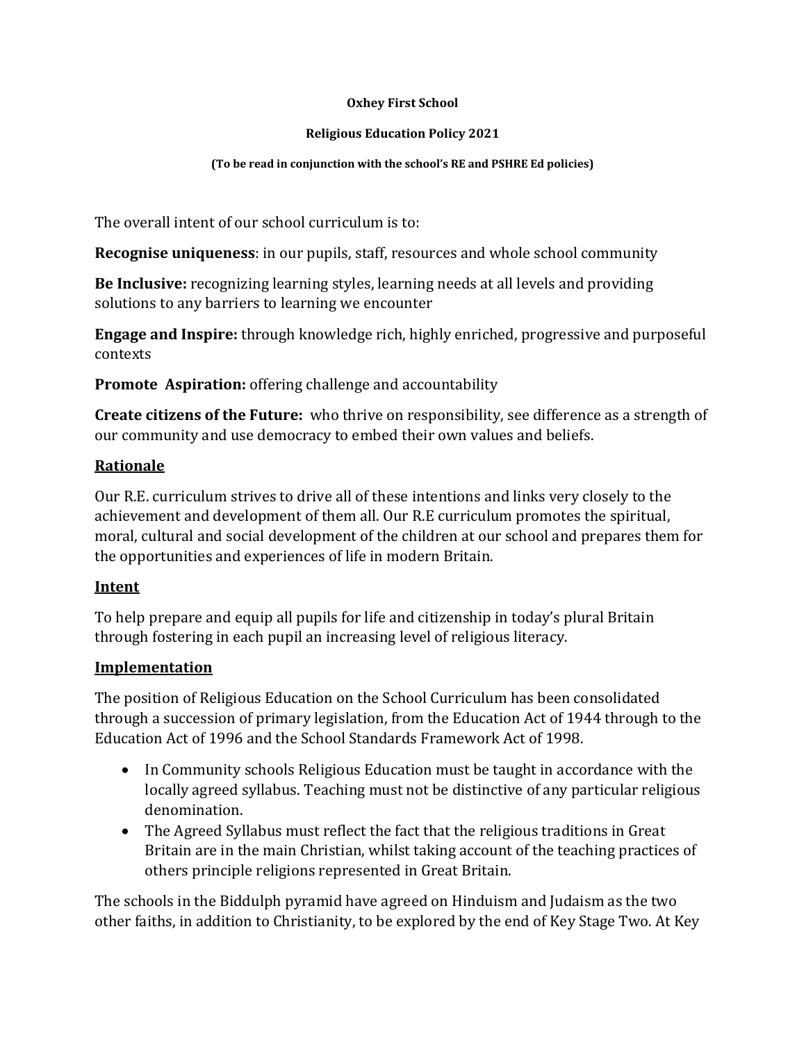**Oxhey First School**

**Religious Education Policy 2021**

**(To be read in conjunction with the school's RE and PSHRE Ed policies)**

The overall intent of our school curriculum is to:

**Recognise uniqueness**: in our pupils, staff, resources and whole school community

**Be Inclusive:** recognizing learning styles, learning needs at all levels and providing solutions to any barriers to learning we encounter

**Engage and Inspire:** through knowledge rich, highly enriched, progressive and purposeful contexts

**Promote Aspiration:** offering challenge and accountability

**Create citizens of the Future:** who thrive on responsibility, see difference as a strength of our community and use democracy to embed their own values and beliefs.

## Rationale

Our R.E. curriculum strives to drive all of these intentions and links very closely to the achievement and development of them all. Our R.E curriculum promotes the spiritual, moral, cultural and social development of the children at our school and prepares them for the opportunities and experiences of life in modern Britain.

## Intent

To help prepare and equip all pupils for life and citizenship in today's plural Britain through fostering in each pupil an increasing level of religious literacy.

## Implementation

The position of Religious Education on the School Curriculum has been consolidated through a succession of primary legislation, from the Education Act of 1944 through to the Education Act of 1996 and the School Standards Framework Act of 1998.

- In Community schools Religious Education must be taught in accordance with the locally agreed syllabus. Teaching must not be distinctive of any particular religious denomination.
- The Agreed Syllabus must reflect the fact that the religious traditions in Great Britain are in the main Christian, whilst taking account of the teaching practices of others principle religions represented in Great Britain.

The schools in the Biddulph pyramid have agreed on Hinduism and Judaism as the two other faiths, in addition to Christianity, to be explored by the end of Key Stage Two. At Key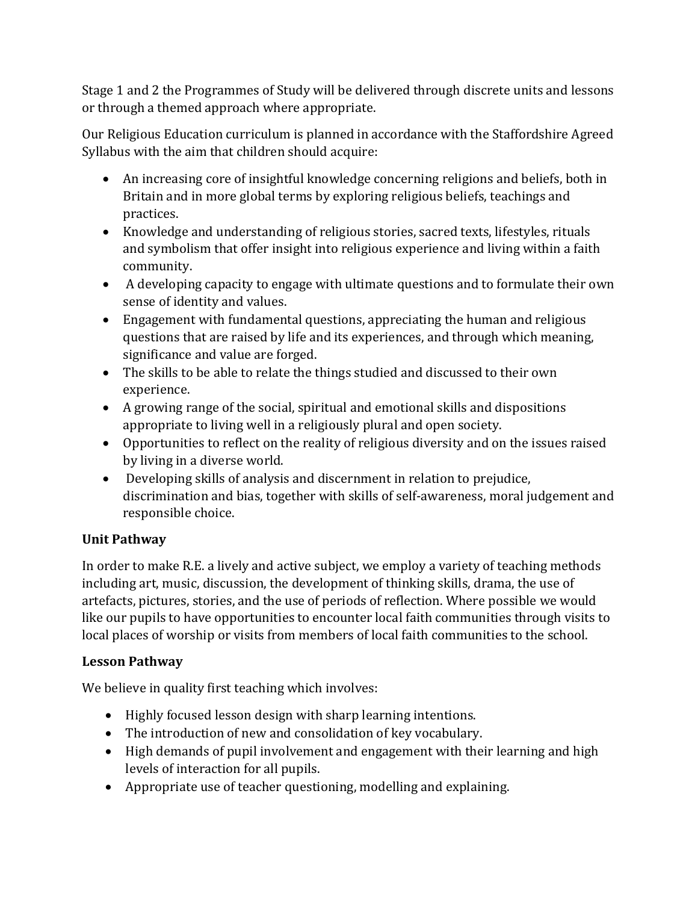Stage 1 and 2 the Programmes of Study will be delivered through discrete units and lessons or through a themed approach where appropriate.

Our Religious Education curriculum is planned in accordance with the Staffordshire Agreed Syllabus with the aim that children should acquire:

- An increasing core of insightful knowledge concerning religions and beliefs, both in Britain and in more global terms by exploring religious beliefs, teachings and practices.
- Knowledge and understanding of religious stories, sacred texts, lifestyles, rituals and symbolism that offer insight into religious experience and living within a faith community.
- A developing capacity to engage with ultimate questions and to formulate their own sense of identity and values.
- Engagement with fundamental questions, appreciating the human and religious questions that are raised by life and its experiences, and through which meaning, significance and value are forged.
- The skills to be able to relate the things studied and discussed to their own experience.
- A growing range of the social, spiritual and emotional skills and dispositions appropriate to living well in a religiously plural and open society.
- Opportunities to reflect on the reality of religious diversity and on the issues raised by living in a diverse world.
- Developing skills of analysis and discernment in relation to prejudice, discrimination and bias, together with skills of self-awareness, moral judgement and responsible choice.

**Unit Pathway**

In order to make R.E. a lively and active subject, we employ a variety of teaching methods including art, music, discussion, the development of thinking skills, drama, the use of artefacts, pictures, stories, and the use of periods of reflection. Where possible we would like our pupils to have opportunities to encounter local faith communities through visits to local places of worship or visits from members of local faith communities to the school.

**Lesson Pathway**

We believe in quality first teaching which involves:

- Highly focused lesson design with sharp learning intentions.
- The introduction of new and consolidation of key vocabulary.
- High demands of pupil involvement and engagement with their learning and high levels of interaction for all pupils.
- Appropriate use of teacher questioning, modelling and explaining.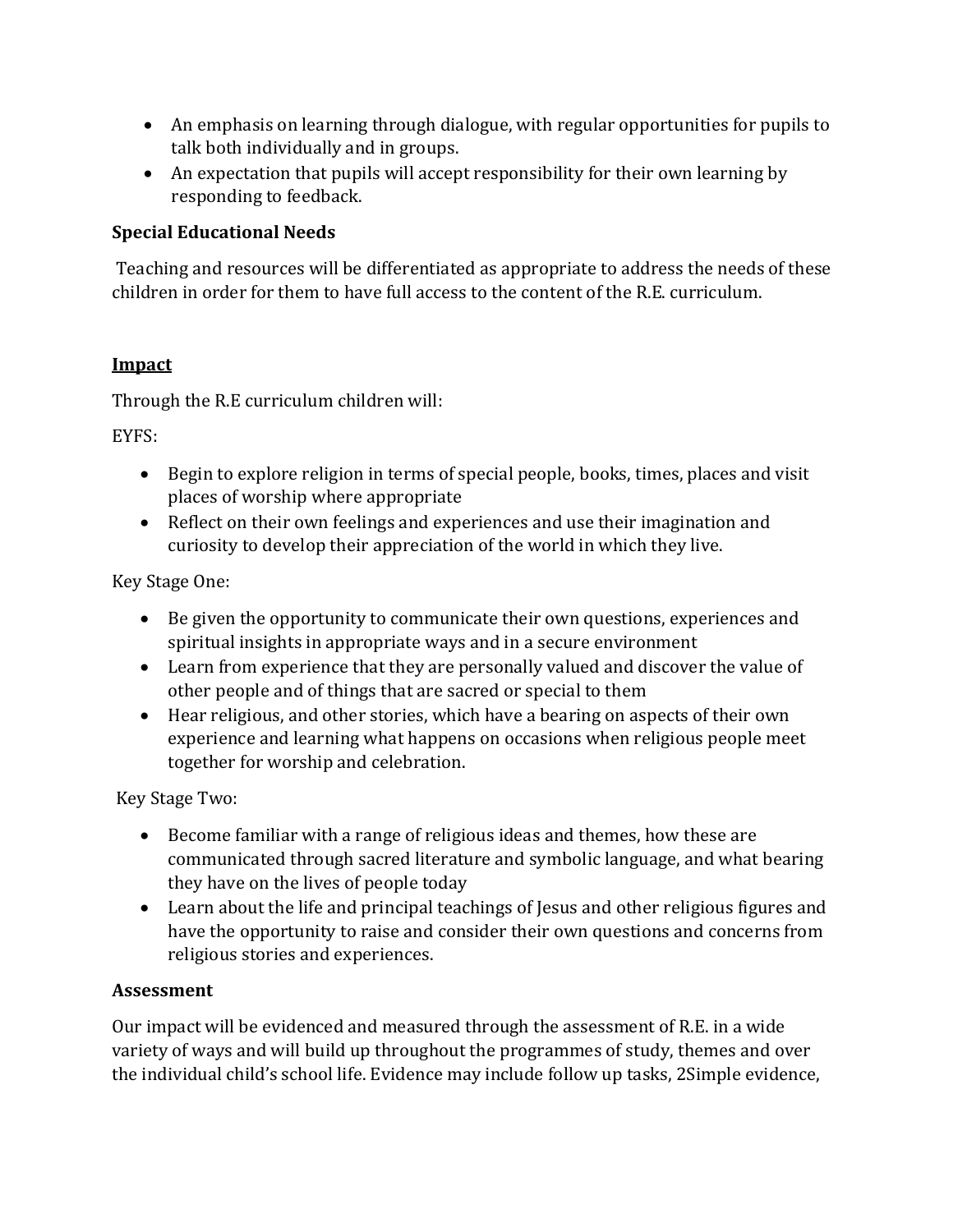- An emphasis on learning through dialogue, with regular opportunities for pupils to talk both individually and in groups.
- An expectation that pupils will accept responsibility for their own learning by responding to feedback.

**Special Educational Needs**

Teaching and resources will be differentiated as appropriate to address the needs of these children in order for them to have full access to the content of the R.E. curriculum.

## **Impact**

Through the R.E curriculum children will:

EYFS:

- Begin to explore religion in terms of special people, books, times, places and visit places of worship where appropriate
- Reflect on their own feelings and experiences and use their imagination and curiosity to develop their appreciation of the world in which they live.

Key Stage One:

- Be given the opportunity to communicate their own questions, experiences and spiritual insights in appropriate ways and in a secure environment
- Learn from experience that they are personally valued and discover the value of other people and of things that are sacred or special to them
- Hear religious, and other stories, which have a bearing on aspects of their own experience and learning what happens on occasions when religious people meet together for worship and celebration.

Key Stage Two:

- Become familiar with a range of religious ideas and themes, how these are communicated through sacred literature and symbolic language, and what bearing they have on the lives of people today
- Learn about the life and principal teachings of Jesus and other religious figures and have the opportunity to raise and consider their own questions and concerns from religious stories and experiences.

**Assessment**

Our impact will be evidenced and measured through the assessment of R.E. in a wide variety of ways and will build up throughout the programmes of study, themes and over the individual child's school life. Evidence may include follow up tasks, 2Simple evidence,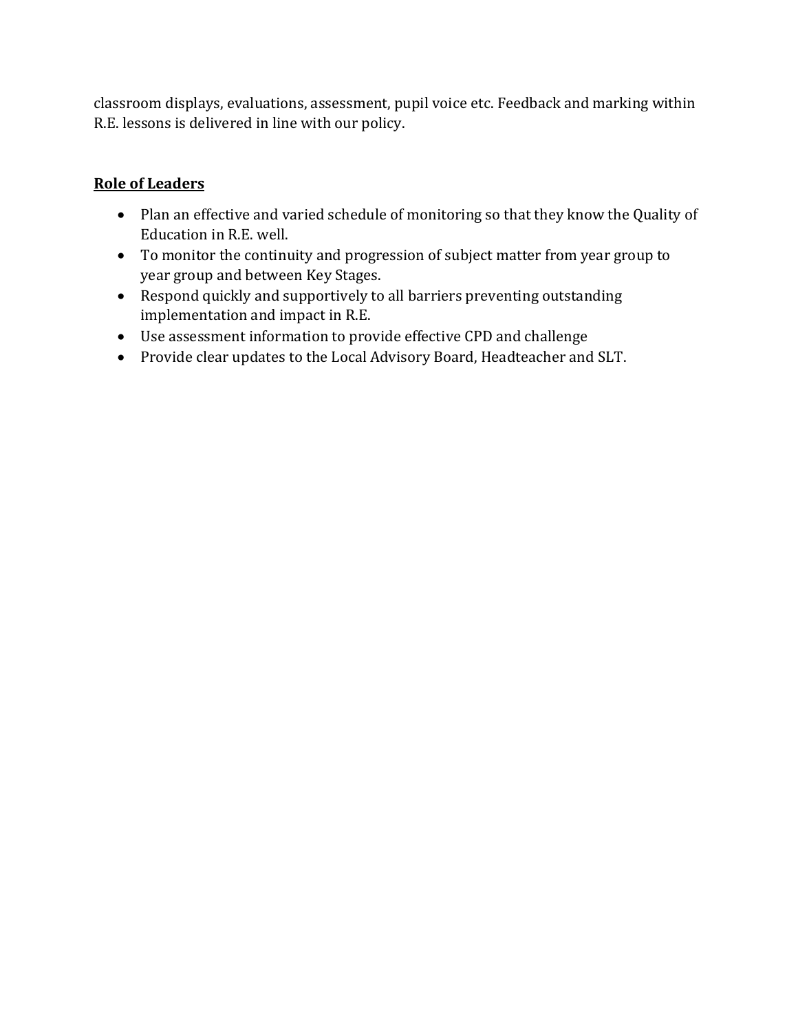classroom displays, evaluations, assessment, pupil voice etc. Feedback and marking within R.E. lessons is delivered in line with our policy.

**Role of Leaders**

- Plan an effective and varied schedule of monitoring so that they know the Quality of Education in R.E. well.
- To monitor the continuity and progression of subject matter from year group to year group and between Key Stages.
- Respond quickly and supportively to all barriers preventing outstanding implementation and impact in R.E.
- Use assessment information to provide effective CPD and challenge
- Provide clear updates to the Local Advisory Board, Headteacher and SLT.